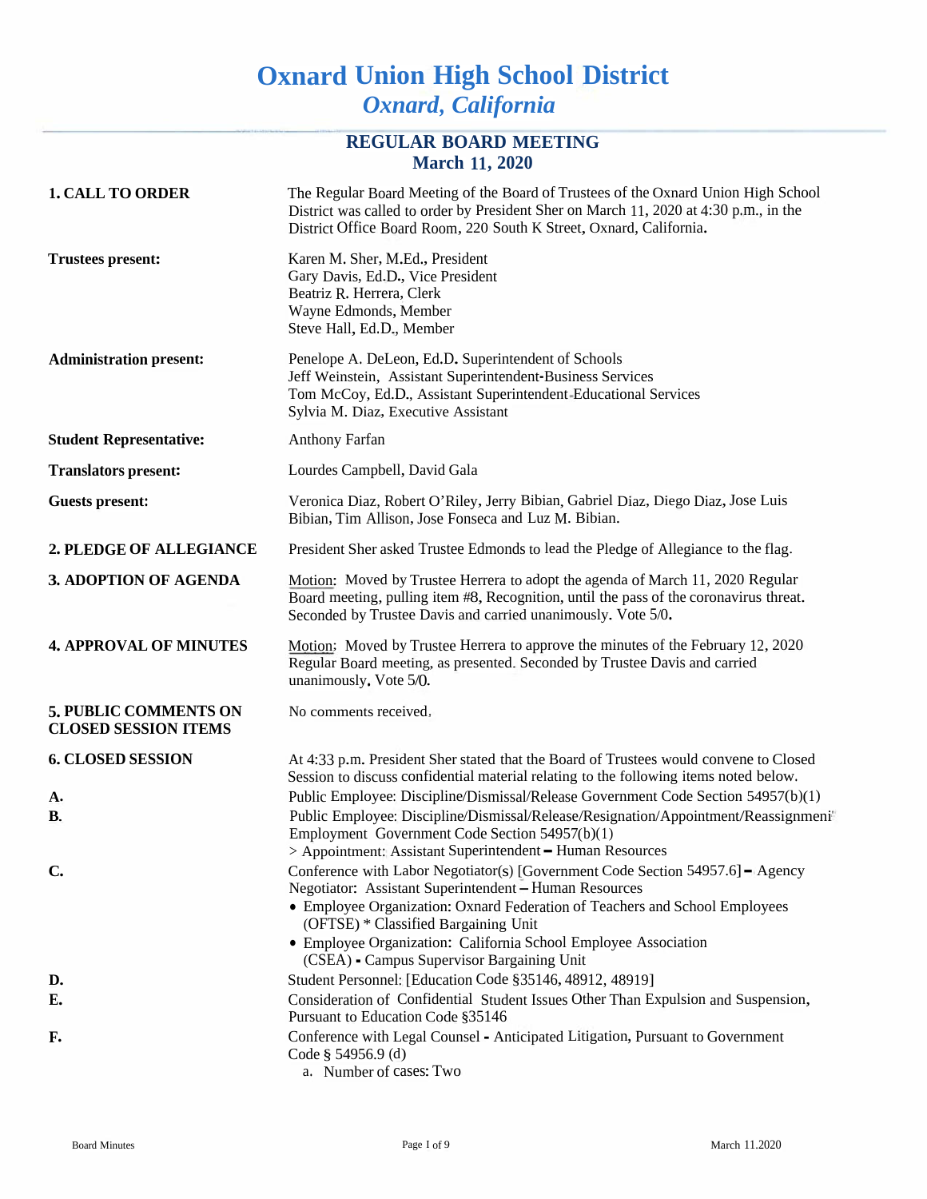# Oxnard Union High School District

*Oxnard, California*

## REGULAR BOARD MEETING
## March 11, 2020

**1. CALL TO ORDER**

The Regular Board Meeting of the Board of Trustees of the Oxnard Union High School District was called to order by President Sher on March 11, 2020 at 4:30 p.m., in the District Office Board Room, 220 South K Street, Oxnard, California.

**Trustees present:**

Karen M. Sher, M.Ed., President
Gary Davis, Ed.D., Vice President
Beatriz R. Herrera, Clerk
Wayne Edmonds, Member
Steve Hall, Ed.D., Member

**Administration present:**

Penelope A. DeLeon, Ed.D. Superintendent of Schools
Jeff Weinstein, Assistant Superintendent-Business Services
Tom McCoy, Ed.D., Assistant Superintendent-Educational Services
Sylvia M. Diaz, Executive Assistant

**Student Representative:**

Anthony Farfan

**Translators present:**

Lourdes Campbell, David Gala

**Guests present:**

Veronica Diaz, Robert O'Riley, Jerry Bibian, Gabriel Diaz, Diego Diaz, Jose Luis Bibian, Tim Allison, Jose Fonseca and Luz M. Bibian.

**2. PLEDGE OF ALLEGIANCE**

President Sher asked Trustee Edmonds to lead the Pledge of Allegiance to the flag.

**3. ADOPTION OF AGENDA**

Motion: Moved by Trustee Herrera to adopt the agenda of March 11, 2020 Regular Board meeting, pulling item #8, Recognition, until the pass of the coronavirus threat. Seconded by Trustee Davis and carried unanimously. Vote 5/0.

**4. APPROVAL OF MINUTES**

Motion: Moved by Trustee Herrera to approve the minutes of the February 12, 2020 Regular Board meeting, as presented. Seconded by Trustee Davis and carried unanimously. Vote 5/0.

**5. PUBLIC COMMENTS ON CLOSED SESSION ITEMS**

No comments received.

**6. CLOSED SESSION**

At 4:33 p.m. President Sher stated that the Board of Trustees would convene to Closed Session to discuss confidential material relating to the following items noted below.

**A.** Public Employee: Discipline/Dismissal/Release Government Code Section 54957(b)(1)

**B.** Public Employee: Discipline/Dismissal/Release/Resignation/Appointment/Reassignment Employment Government Code Section 54957(b)(1)
> Appointment: Assistant Superintendent – Human Resources

**C.** Conference with Labor Negotiator(s) [Government Code Section 54957.6] – Agency Negotiator: Assistant Superintendent – Human Resources

- Employee Organization: Oxnard Federation of Teachers and School Employees (OFTSE) * Classified Bargaining Unit
- Employee Organization: California School Employee Association (CSEA) - Campus Supervisor Bargaining Unit

**D.** Student Personnel: [Education Code §35146, 48912, 48919]

**E.** Consideration of Confidential Student Issues Other Than Expulsion and Suspension, Pursuant to Education Code §35146

**F.** Conference with Legal Counsel - Anticipated Litigation, Pursuant to Government Code § 54956.9 (d)

a. Number of cases: Two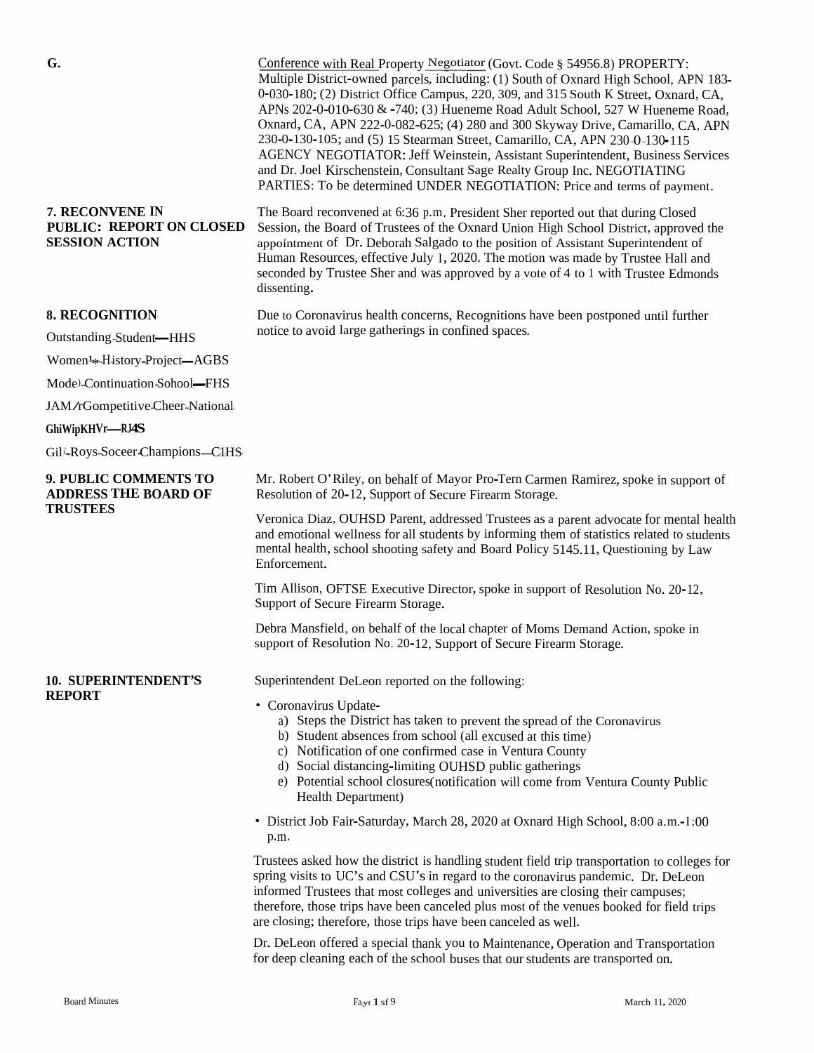**G.**

Conference with Real Property Negotiator (Govt. Code § 54956.8) PROPERTY: Multiple District-owned parcels, including: (1) South of Oxnard High School, APN 183-0-030-180; (2) District Office Campus, 220, 309, and 315 South K Street, Oxnard, CA, APNs 202-0-010-630 & -740; (3) Hueneme Road Adult School, 527 W Hueneme Road, Oxnard, CA, APN 222-0-082-625; (4) 280 and 300 Skyway Drive, Camarillo, CA, APN 230-0-130-105; and (5) 15 Stearman Street, Camarillo, CA, APN 230-0-130-115 AGENCY NEGOTIATOR: Jeff Weinstein, Assistant Superintendent, Business Services and Dr. Joel Kirschenstein, Consultant Sage Realty Group Inc. NEGOTIATING PARTIES: To be determined UNDER NEGOTIATION: Price and terms of payment.

**7. RECONVENE IN PUBLIC: REPORT ON CLOSED SESSION ACTION**

The Board reconvened at 6:36 p.m. President Sher reported out that during Closed Session, the Board of Trustees of the Oxnard Union High School District, approved the appointment of Dr. Deborah Salgado to the position of Assistant Superintendent of Human Resources, effective July 1, 2020. The motion was made by Trustee Hall and seconded by Trustee Sher and was approved by a vote of 4 to 1 with Trustee Edmonds dissenting.

**8. RECOGNITION**

Outstanding Student—HHS

Women's History Project—AGBS

Model Continuation School—FHS

JAM/Competitive Cheer National Champions—RMHS

Girls Soccer Champions—CIHS

Due to Coronavirus health concerns, Recognitions have been postponed until further notice to avoid large gatherings in confined spaces.

**9. PUBLIC COMMENTS TO ADDRESS THE BOARD OF TRUSTEES**

Mr. Robert O'Riley, on behalf of Mayor Pro-Tem Carmen Ramirez, spoke in support of Resolution of 20-12, Support of Secure Firearm Storage.

Veronica Diaz, OUHSD Parent, addressed Trustees as a parent advocate for mental health and emotional wellness for all students by informing them of statistics related to students mental health, school shooting safety and Board Policy 5145.11, Questioning by Law Enforcement.

Tim Allison, OFTSE Executive Director, spoke in support of Resolution No. 20-12, Support of Secure Firearm Storage.

Debra Mansfield, on behalf of the local chapter of Moms Demand Action, spoke in support of Resolution No. 20-12, Support of Secure Firearm Storage.

**10. SUPERINTENDENT'S REPORT**

Superintendent DeLeon reported on the following:

- Coronavirus Update-
  a) Steps the District has taken to prevent the spread of the Coronavirus
  b) Student absences from school (all excused at this time)
  c) Notification of one confirmed case in Ventura County
  d) Social distancing-limiting OUHSD public gatherings
  e) Potential school closures(notification will come from Ventura County Public Health Department)
- District Job Fair-Saturday, March 28, 2020 at Oxnard High School, 8:00 a.m.-1:00 p.m.

Trustees asked how the district is handling student field trip transportation to colleges for spring visits to UC's and CSU's in regard to the coronavirus pandemic. Dr. DeLeon informed Trustees that most colleges and universities are closing their campuses; therefore, those trips have been canceled plus most of the venues booked for field trips are closing; therefore, those trips have been canceled as well.

Dr. DeLeon offered a special thank you to Maintenance, Operation and Transportation for deep cleaning each of the school buses that our students are transported on.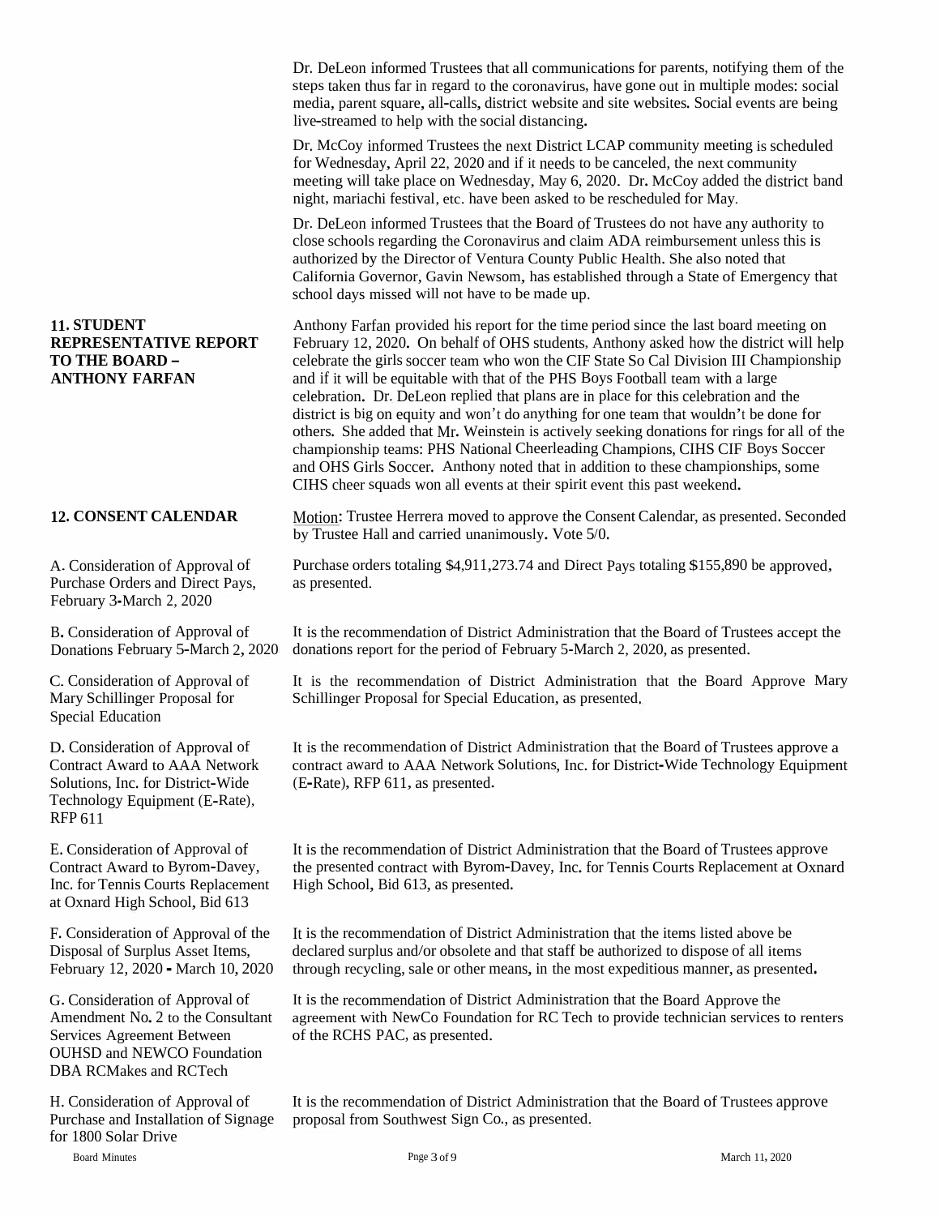Dr. DeLeon informed Trustees that all communications for parents, notifying them of the steps taken thus far in regard to the coronavirus, have gone out in multiple modes: social media, parent square, all-calls, district website and site websites. Social events are being live-streamed to help with the social distancing.

Dr. McCoy informed Trustees the next District LCAP community meeting is scheduled for Wednesday, April 22, 2020 and if it needs to be canceled, the next community meeting will take place on Wednesday, May 6, 2020. Dr. McCoy added the district band night, mariachi festival, etc. have been asked to be rescheduled for May.

Dr. DeLeon informed Trustees that the Board of Trustees do not have any authority to close schools regarding the Coronavirus and claim ADA reimbursement unless this is authorized by the Director of Ventura County Public Health. She also noted that California Governor, Gavin Newsom, has established through a State of Emergency that school days missed will not have to be made up.

**11. STUDENT REPRESENTATIVE REPORT TO THE BOARD – ANTHONY FARFAN**

Anthony Farfan provided his report for the time period since the last board meeting on February 12, 2020. On behalf of OHS students, Anthony asked how the district will help celebrate the girls soccer team who won the CIF State So Cal Division III Championship and if it will be equitable with that of the PHS Boys Football team with a large celebration. Dr. DeLeon replied that plans are in place for this celebration and the district is big on equity and won't do anything for one team that wouldn't be done for others. She added that Mr. Weinstein is actively seeking donations for rings for all of the championship teams: PHS National Cheerleading Champions, CIHS CIF Boys Soccer and OHS Girls Soccer. Anthony noted that in addition to these championships, some CIHS cheer squads won all events at their spirit event this past weekend.

**12. CONSENT CALENDAR**

Motion: Trustee Herrera moved to approve the Consent Calendar, as presented. Seconded by Trustee Hall and carried unanimously. Vote 5/0.

A. Consideration of Approval of Purchase Orders and Direct Pays, February 3-March 2, 2020

Purchase orders totaling $4,911,273.74 and Direct Pays totaling $155,890 be approved, as presented.

B. Consideration of Approval of Donations February 5-March 2, 2020

It is the recommendation of District Administration that the Board of Trustees accept the donations report for the period of February 5-March 2, 2020, as presented.

C. Consideration of Approval of Mary Schillinger Proposal for Special Education

It is the recommendation of District Administration that the Board Approve Mary Schillinger Proposal for Special Education, as presented.

D. Consideration of Approval of Contract Award to AAA Network Solutions, Inc. for District-Wide Technology Equipment (E-Rate), RFP 611

It is the recommendation of District Administration that the Board of Trustees approve a contract award to AAA Network Solutions, Inc. for District-Wide Technology Equipment (E-Rate), RFP 611, as presented.

E. Consideration of Approval of Contract Award to Byrom-Davey, Inc. for Tennis Courts Replacement at Oxnard High School, Bid 613

It is the recommendation of District Administration that the Board of Trustees approve the presented contract with Byrom-Davey, Inc. for Tennis Courts Replacement at Oxnard High School, Bid 613, as presented.

F. Consideration of Approval of the Disposal of Surplus Asset Items, February 12, 2020 - March 10, 2020

It is the recommendation of District Administration that the items listed above be declared surplus and/or obsolete and that staff be authorized to dispose of all items through recycling, sale or other means, in the most expeditious manner, as presented.

G. Consideration of Approval of Amendment No. 2 to the Consultant Services Agreement Between OUHSD and NEWCO Foundation DBA RCMakes and RCTech

It is the recommendation of District Administration that the Board Approve the agreement with NewCo Foundation for RC Tech to provide technician services to renters of the RCHS PAC, as presented.

H. Consideration of Approval of Purchase and Installation of Signage for 1800 Solar Drive

It is the recommendation of District Administration that the Board of Trustees approve proposal from Southwest Sign Co., as presented.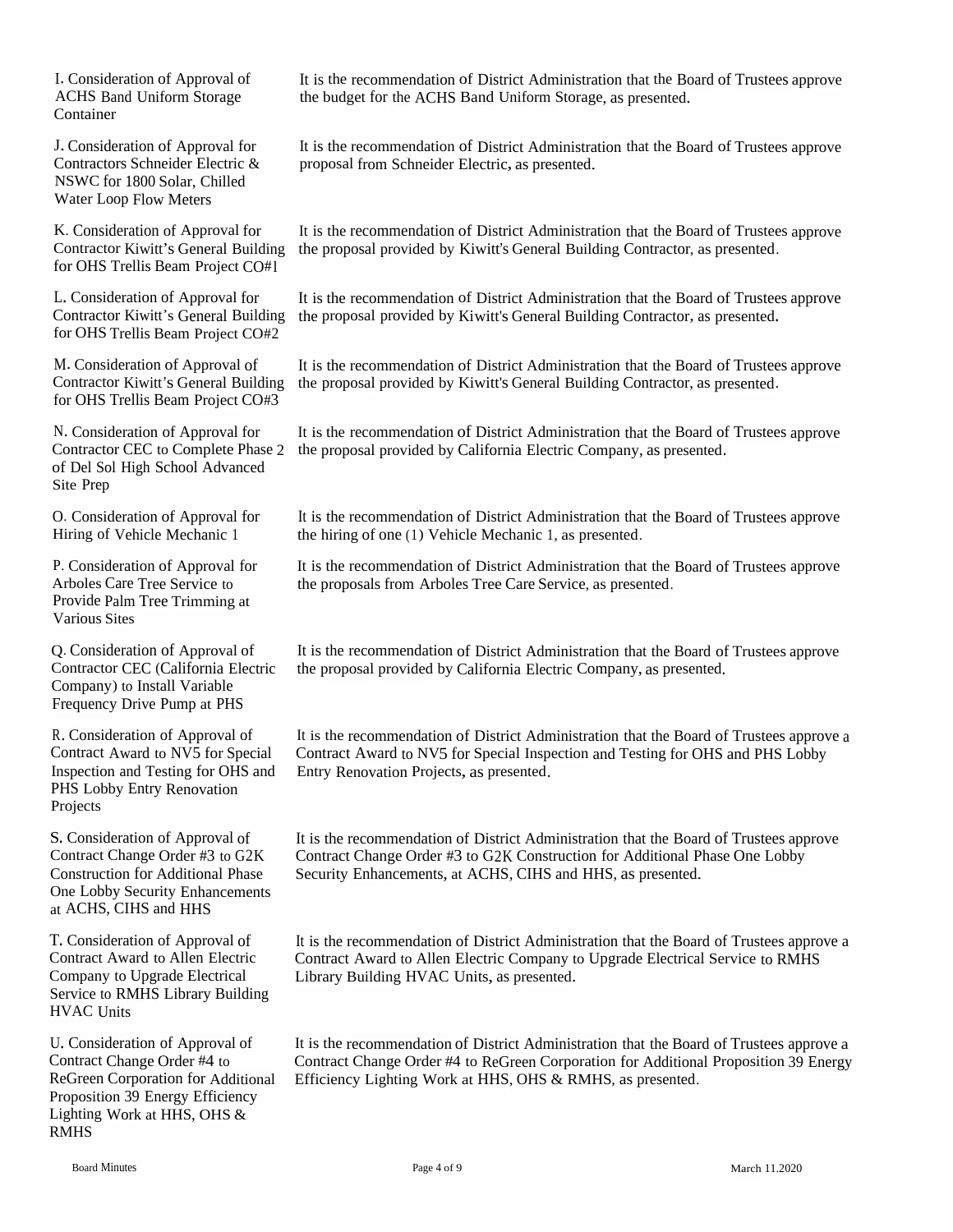| | |
|---|---|
| I. Consideration of Approval of ACHS Band Uniform Storage Container | It is the recommendation of District Administration that the Board of Trustees approve the budget for the ACHS Band Uniform Storage, as presented. |
| J. Consideration of Approval for Contractors Schneider Electric & NSWC for 1800 Solar, Chilled Water Loop Flow Meters | It is the recommendation of District Administration that the Board of Trustees approve proposal from Schneider Electric, as presented. |
| K. Consideration of Approval for Contractor Kiwitt's General Building for OHS Trellis Beam Project CO#1 | It is the recommendation of District Administration that the Board of Trustees approve the proposal provided by Kiwitt's General Building Contractor, as presented. |
| L. Consideration of Approval for Contractor Kiwitt's General Building for OHS Trellis Beam Project CO#2 | It is the recommendation of District Administration that the Board of Trustees approve the proposal provided by Kiwitt's General Building Contractor, as presented. |
| M. Consideration of Approval of Contractor Kiwitt's General Building for OHS Trellis Beam Project CO#3 | It is the recommendation of District Administration that the Board of Trustees approve the proposal provided by Kiwitt's General Building Contractor, as presented. |
| N. Consideration of Approval for Contractor CEC to Complete Phase 2 of Del Sol High School Advanced Site Prep | It is the recommendation of District Administration that the Board of Trustees approve the proposal provided by California Electric Company, as presented. |
| O. Consideration of Approval for Hiring of Vehicle Mechanic 1 | It is the recommendation of District Administration that the Board of Trustees approve the hiring of one (1) Vehicle Mechanic 1, as presented. |
| P. Consideration of Approval for Arboles Care Tree Service to Provide Palm Tree Trimming at Various Sites | It is the recommendation of District Administration that the Board of Trustees approve the proposals from Arboles Tree Care Service, as presented. |
| Q. Consideration of Approval of Contractor CEC (California Electric Company) to Install Variable Frequency Drive Pump at PHS | It is the recommendation of District Administration that the Board of Trustees approve the proposal provided by California Electric Company, as presented. |
| R. Consideration of Approval of Contract Award to NV5 for Special Inspection and Testing for OHS and PHS Lobby Entry Renovation Projects | It is the recommendation of District Administration that the Board of Trustees approve a Contract Award to NV5 for Special Inspection and Testing for OHS and PHS Lobby Entry Renovation Projects, as presented. |
| S. Consideration of Approval of Contract Change Order #3 to G2K Construction for Additional Phase One Lobby Security Enhancements at ACHS, CIHS and HHS | It is the recommendation of District Administration that the Board of Trustees approve Contract Change Order #3 to G2K Construction for Additional Phase One Lobby Security Enhancements, at ACHS, CIHS and HHS, as presented. |
| T. Consideration of Approval of Contract Award to Allen Electric Company to Upgrade Electrical Service to RMHS Library Building HVAC Units | It is the recommendation of District Administration that the Board of Trustees approve a Contract Award to Allen Electric Company to Upgrade Electrical Service to RMHS Library Building HVAC Units, as presented. |
| U. Consideration of Approval of Contract Change Order #4 to ReGreen Corporation for Additional Proposition 39 Energy Efficiency Lighting Work at HHS, OHS & RMHS | It is the recommendation of District Administration that the Board of Trustees approve a Contract Change Order #4 to ReGreen Corporation for Additional Proposition 39 Energy Efficiency Lighting Work at HHS, OHS & RMHS, as presented. |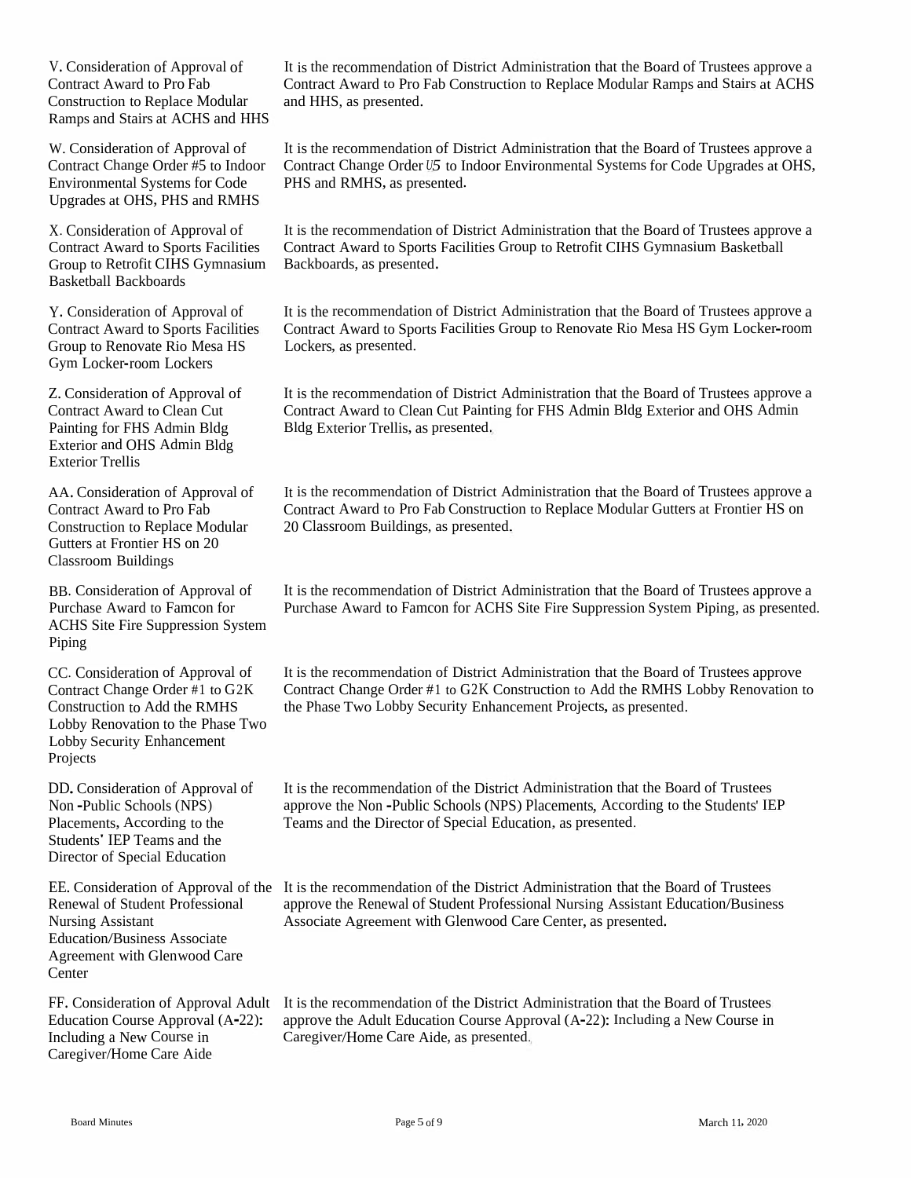V. Consideration of Approval of Contract Award to Pro Fab Construction to Replace Modular Ramps and Stairs at ACHS and HHS

It is the recommendation of District Administration that the Board of Trustees approve a Contract Award to Pro Fab Construction to Replace Modular Ramps and Stairs at ACHS and HHS, as presented.

W. Consideration of Approval of Contract Change Order #5 to Indoor Environmental Systems for Code Upgrades at OHS, PHS and RMHS

It is the recommendation of District Administration that the Board of Trustees approve a Contract Change Order U5 to Indoor Environmental Systems for Code Upgrades at OHS, PHS and RMHS, as presented.

X. Consideration of Approval of Contract Award to Sports Facilities Group to Retrofit CIHS Gymnasium Basketball Backboards

It is the recommendation of District Administration that the Board of Trustees approve a Contract Award to Sports Facilities Group to Retrofit CIHS Gymnasium Basketball Backboards, as presented.

Y. Consideration of Approval of Contract Award to Sports Facilities Group to Renovate Rio Mesa HS Gym Locker-room Lockers

It is the recommendation of District Administration that the Board of Trustees approve a Contract Award to Sports Facilities Group to Renovate Rio Mesa HS Gym Locker-room Lockers, as presented.

Z. Consideration of Approval of Contract Award to Clean Cut Painting for FHS Admin Bldg Exterior and OHS Admin Bldg Exterior Trellis

It is the recommendation of District Administration that the Board of Trustees approve a Contract Award to Clean Cut Painting for FHS Admin Bldg Exterior and OHS Admin Bldg Exterior Trellis, as presented.

AA. Consideration of Approval of Contract Award to Pro Fab Construction to Replace Modular Gutters at Frontier HS on 20 Classroom Buildings

It is the recommendation of District Administration that the Board of Trustees approve a Contract Award to Pro Fab Construction to Replace Modular Gutters at Frontier HS on 20 Classroom Buildings, as presented.

BB. Consideration of Approval of Purchase Award to Famcon for ACHS Site Fire Suppression System Piping

It is the recommendation of District Administration that the Board of Trustees approve a Purchase Award to Famcon for ACHS Site Fire Suppression System Piping, as presented.

CC. Consideration of Approval of Contract Change Order #1 to G2K Construction to Add the RMHS Lobby Renovation to the Phase Two Lobby Security Enhancement Projects

It is the recommendation of District Administration that the Board of Trustees approve Contract Change Order #1 to G2K Construction to Add the RMHS Lobby Renovation to the Phase Two Lobby Security Enhancement Projects, as presented.

DD. Consideration of Approval of Non -Public Schools (NPS) Placements, According to the Students' IEP Teams and the Director of Special Education

It is the recommendation of the District Administration that the Board of Trustees approve the Non -Public Schools (NPS) Placements, According to the Students' IEP Teams and the Director of Special Education, as presented.

EE. Consideration of Approval of the Renewal of Student Professional Nursing Assistant Education/Business Associate Agreement with Glenwood Care Center

It is the recommendation of the District Administration that the Board of Trustees approve the Renewal of Student Professional Nursing Assistant Education/Business Associate Agreement with Glenwood Care Center, as presented.

FF. Consideration of Approval Adult Education Course Approval (A-22): Including a New Course in Caregiver/Home Care Aide

It is the recommendation of the District Administration that the Board of Trustees approve the Adult Education Course Approval (A-22): Including a New Course in Caregiver/Home Care Aide, as presented.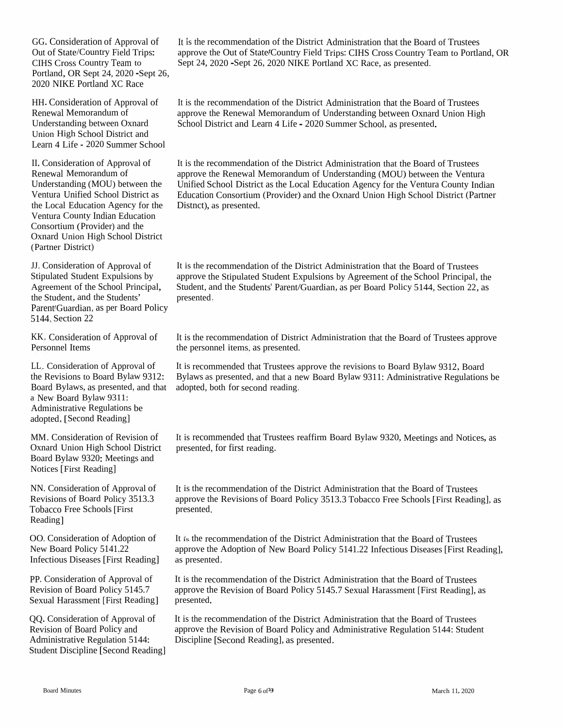GG. Consideration of Approval of Out of State/Country Field Trips: CIHS Cross Country Team to Portland, OR Sept 24, 2020 -Sept 26, 2020 NIKE Portland XC Race

It is the recommendation of the District Administration that the Board of Trustees approve the Out of State/Country Field Trips: CIHS Cross Country Team to Portland, OR Sept 24, 2020 -Sept 26, 2020 NIKE Portland XC Race, as presented.

HH. Consideration of Approval of Renewal Memorandum of Understanding between Oxnard Union High School District and Learn 4 Life - 2020 Summer School

It is the recommendation of the District Administration that the Board of Trustees approve the Renewal Memorandum of Understanding between Oxnard Union High School District and Learn 4 Life - 2020 Summer School, as presented.

II. Consideration of Approval of Renewal Memorandum of Understanding (MOU) between the Ventura Unified School District as the Local Education Agency for the Ventura County Indian Education Consortium (Provider) and the Oxnard Union High School District (Partner District)

It is the recommendation of the District Administration that the Board of Trustees approve the Renewal Memorandum of Understanding (MOU) between the Ventura Unified School District as the Local Education Agency for the Ventura County Indian Education Consortium (Provider) and the Oxnard Union High School District (Partner Distnct), as presented.

JJ. Consideration of Approval of Stipulated Student Expulsions by Agreement of the School Principal, the Student, and the Students' Parent/Guardian, as per Board Policy 5144, Section 22

It is the recommendation of the District Administration that the Board of Trustees approve the Stipulated Student Expulsions by Agreement of the School Principal, the Student, and the Students' Parent/Guardian, as per Board Policy 5144, Section 22, as presented.

KK. Consideration of Approval of Personnel Items

It is the recommendation of District Administration that the Board of Trustees approve the personnel items, as presented.

LL. Consideration of Approval of the Revisions to Board Bylaw 9312: Board Bylaws, as presented, and that a New Board Bylaw 9311: Administrative Regulations be adopted, [Second Reading]

It is recommended that Trustees approve the revisions to Board Bylaw 9312, Board Bylaws as presented, and that a new Board Bylaw 9311: Administrative Regulations be adopted, both for second reading.

MM. Consideration of Revision of Oxnard Union High School District Board Bylaw 9320: Meetings and Notices [First Reading]

It is recommended that Trustees reaffirm Board Bylaw 9320, Meetings and Notices, as presented, for first reading.

NN. Consideration of Approval of Revisions of Board Policy 3513.3 Tobacco Free Schools [First Reading]

It is the recommendation of the District Administration that the Board of Trustees approve the Revisions of Board Policy 3513.3 Tobacco Free Schools [First Reading], as presented.

OO. Consideration of Adoption of New Board Policy 5141.22 Infectious Diseases [First Reading]

It is the recommendation of the District Administration that the Board of Trustees approve the Adoption of New Board Policy 5141.22 Infectious Diseases [First Reading], as presented.

PP. Consideration of Approval of Revision of Board Policy 5145.7 Sexual Harassment [First Reading]

It is the recommendation of the District Administration that the Board of Trustees approve the Revision of Board Policy 5145.7 Sexual Harassment [First Reading], as presented.

QQ. Consideration of Approval of Revision of Board Policy and Administrative Regulation 5144: Student Discipline [Second Reading]

It is the recommendation of the District Administration that the Board of Trustees approve the Revision of Board Policy and Administrative Regulation 5144: Student Discipline [Second Reading], as presented.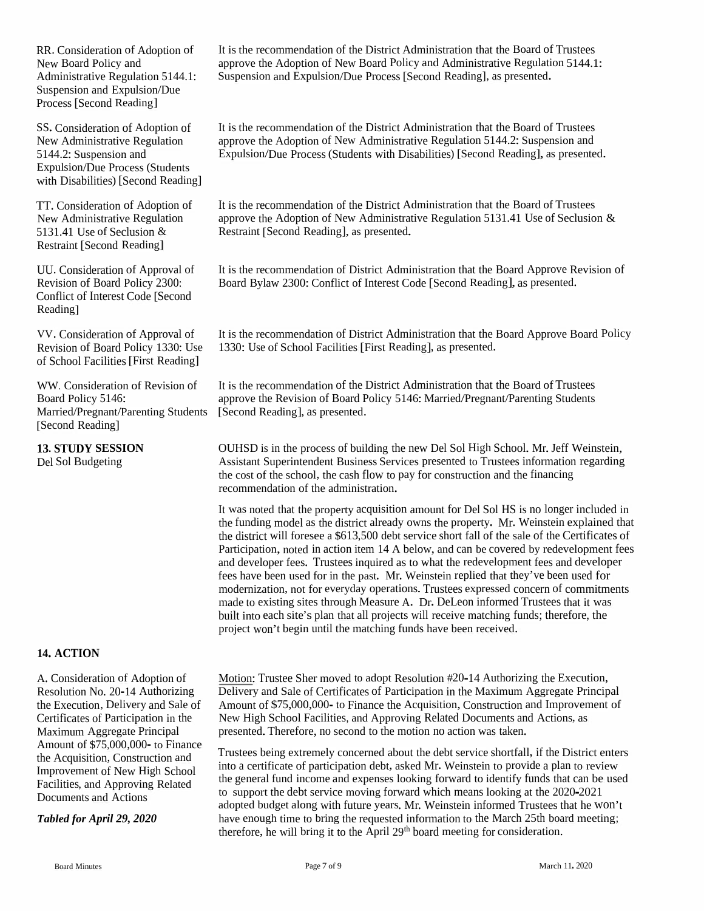| | |
|---|---|
| RR. Consideration of Adoption of New Board Policy and Administrative Regulation 5144.1: Suspension and Expulsion/Due Process [Second Reading] | It is the recommendation of the District Administration that the Board of Trustees approve the Adoption of New Board Policy and Administrative Regulation 5144.1: Suspension and Expulsion/Due Process [Second Reading], as presented. |
| SS. Consideration of Adoption of New Administrative Regulation 5144.2: Suspension and Expulsion/Due Process (Students with Disabilities) [Second Reading] | It is the recommendation of the District Administration that the Board of Trustees approve the Adoption of New Administrative Regulation 5144.2: Suspension and Expulsion/Due Process (Students with Disabilities) [Second Reading], as presented. |
| TT. Consideration of Adoption of New Administrative Regulation 5131.41 Use of Seclusion & Restraint [Second Reading] | It is the recommendation of the District Administration that the Board of Trustees approve the Adoption of New Administrative Regulation 5131.41 Use of Seclusion & Restraint [Second Reading], as presented. |
| UU. Consideration of Approval of Revision of Board Policy 2300: Conflict of Interest Code [Second Reading] | It is the recommendation of District Administration that the Board Approve Revision of Board Bylaw 2300: Conflict of Interest Code [Second Reading], as presented. |
| VV. Consideration of Approval of Revision of Board Policy 1330: Use of School Facilities [First Reading] | It is the recommendation of District Administration that the Board Approve Board Policy 1330: Use of School Facilities [First Reading], as presented. |
| WW. Consideration of Revision of Board Policy 5146: Married/Pregnant/Parenting Students [Second Reading] | It is the recommendation of the District Administration that the Board of Trustees approve the Revision of Board Policy 5146: Married/Pregnant/Parenting Students [Second Reading], as presented. |

**13. STUDY SESSION**
Del Sol Budgeting

OUHSD is in the process of building the new Del Sol High School. Mr. Jeff Weinstein, Assistant Superintendent Business Services presented to Trustees information regarding the cost of the school, the cash flow to pay for construction and the financing recommendation of the administration.

It was noted that the property acquisition amount for Del Sol HS is no longer included in the funding model as the district already owns the property. Mr. Weinstein explained that the district will foresee a $613,500 debt service short fall of the sale of the Certificates of Participation, noted in action item 14 A below, and can be covered by redevelopment fees and developer fees. Trustees inquired as to what the redevelopment fees and developer fees have been used for in the past. Mr. Weinstein replied that they've been used for modernization, not for everyday operations. Trustees expressed concern of commitments made to existing sites through Measure A. Dr. DeLeon informed Trustees that it was built into each site's plan that all projects will receive matching funds; therefore, the project won't begin until the matching funds have been received.

**14. ACTION**

A. Consideration of Adoption of Resolution No. 20-14 Authorizing the Execution, Delivery and Sale of Certificates of Participation in the Maximum Aggregate Principal Amount of $75,000,000- to Finance the Acquisition, Construction and Improvement of New High School Facilities, and Approving Related Documents and Actions

***Tabled for April 29, 2020***

Motion: Trustee Sher moved to adopt Resolution #20-14 Authorizing the Execution, Delivery and Sale of Certificates of Participation in the Maximum Aggregate Principal Amount of $75,000,000- to Finance the Acquisition, Construction and Improvement of New High School Facilities, and Approving Related Documents and Actions, as presented. Therefore, no second to the motion no action was taken.

Trustees being extremely concerned about the debt service shortfall, if the District enters into a certificate of participation debt, asked Mr. Weinstein to provide a plan to review the general fund income and expenses looking forward to identify funds that can be used to support the debt service moving forward which means looking at the 2020-2021 adopted budget along with future years. Mr. Weinstein informed Trustees that he won't have enough time to bring the requested information to the March 25th board meeting; therefore, he will bring it to the April 29th board meeting for consideration.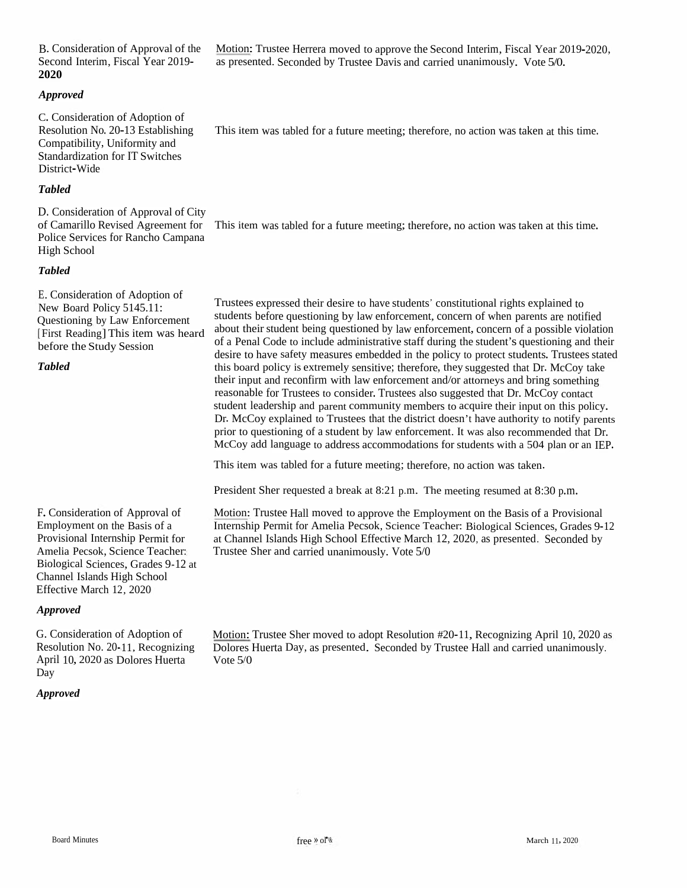B. Consideration of Approval of the Second Interim, Fiscal Year 2019-**2020**

*Approved*

Motion: Trustee Herrera moved to approve the Second Interim, Fiscal Year 2019-2020, as presented. Seconded by Trustee Davis and carried unanimously. Vote 5/0.

C. Consideration of Adoption of Resolution No. 20-13 Establishing Compatibility, Uniformity and Standardization for IT Switches District-Wide

*Tabled*

This item was tabled for a future meeting; therefore, no action was taken at this time.

D. Consideration of Approval of City of Camarillo Revised Agreement for Police Services for Rancho Campana High School

*Tabled*

This item was tabled for a future meeting; therefore, no action was taken at this time.

E. Consideration of Adoption of New Board Policy 5145.11: Questioning by Law Enforcement [First Reading] This item was heard before the Study Session

*Tabled*

Trustees expressed their desire to have students' constitutional rights explained to students before questioning by law enforcement, concern of when parents are notified about their student being questioned by law enforcement, concern of a possible violation of a Penal Code to include administrative staff during the student's questioning and their desire to have safety measures embedded in the policy to protect students. Trustees stated this board policy is extremely sensitive; therefore, they suggested that Dr. McCoy take their input and reconfirm with law enforcement and/or attorneys and bring something reasonable for Trustees to consider. Trustees also suggested that Dr. McCoy contact student leadership and parent community members to acquire their input on this policy. Dr. McCoy explained to Trustees that the district doesn't have authority to notify parents prior to questioning of a student by law enforcement. It was also recommended that Dr. McCoy add language to address accommodations for students with a 504 plan or an IEP.

This item was tabled for a future meeting; therefore, no action was taken.

President Sher requested a break at 8:21 p.m. The meeting resumed at 8:30 p.m.

F. Consideration of Approval of Employment on the Basis of a Provisional Internship Permit for Amelia Pecsok, Science Teacher: Biological Sciences, Grades 9-12 at Channel Islands High School Effective March 12, 2020

*Approved*

Motion: Trustee Hall moved to approve the Employment on the Basis of a Provisional Internship Permit for Amelia Pecsok, Science Teacher: Biological Sciences, Grades 9-12 at Channel Islands High School Effective March 12, 2020, as presented. Seconded by Trustee Sher and carried unanimously. Vote 5/0

G. Consideration of Adoption of Resolution No. 20-11, Recognizing April 10, 2020 as Dolores Huerta Day

*Approved*

Motion: Trustee Sher moved to adopt Resolution #20-11, Recognizing April 10, 2020 as Dolores Huerta Day, as presented. Seconded by Trustee Hall and carried unanimously. Vote 5/0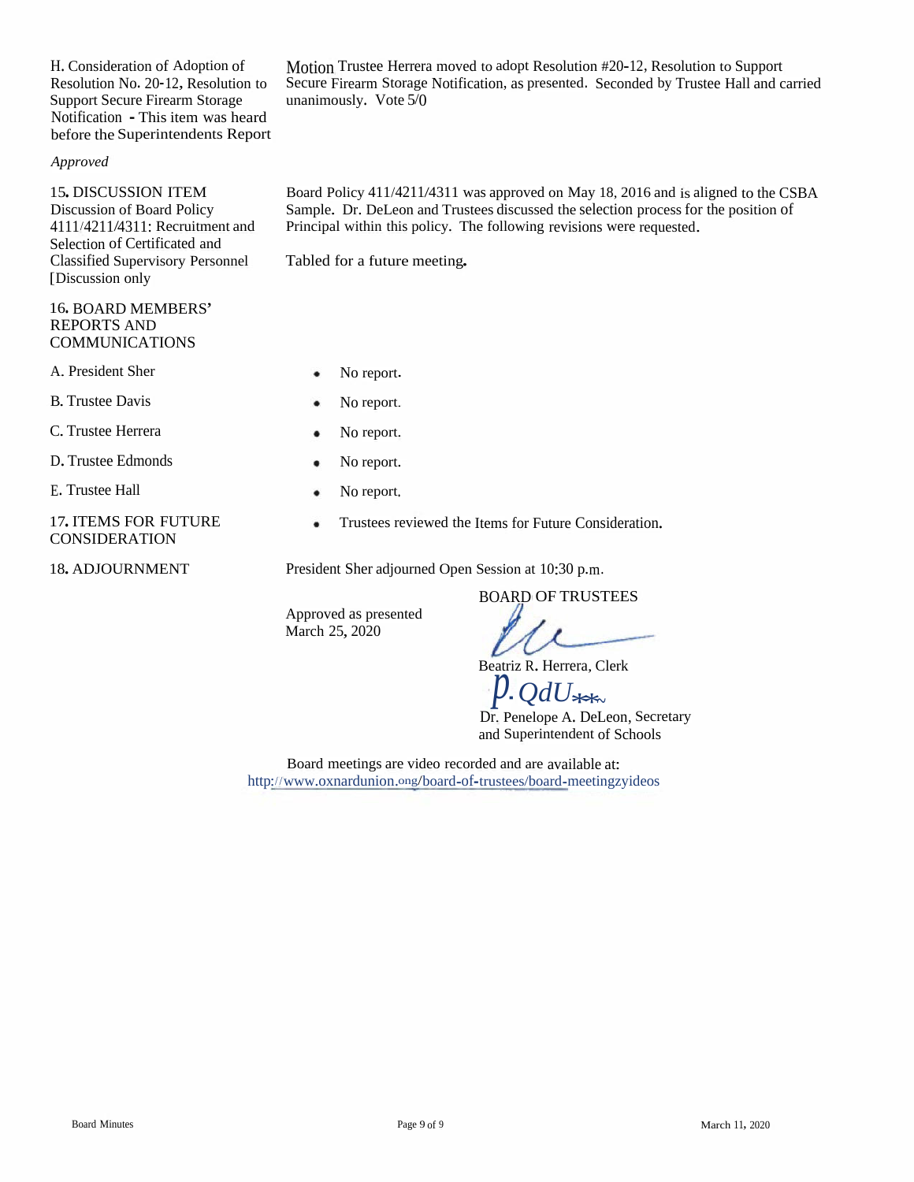H. Consideration of Adoption of Resolution No. 20-12, Resolution to Support Secure Firearm Storage Notification - This item was heard before the Superintendents Report

*Approved*

Motion Trustee Herrera moved to adopt Resolution #20-12, Resolution to Support Secure Firearm Storage Notification, as presented. Seconded by Trustee Hall and carried unanimously. Vote 5/0

15. DISCUSSION ITEM
Discussion of Board Policy 4111/4211/4311: Recruitment and Selection of Certificated and Classified Supervisory Personnel [Discussion only

Board Policy 411/4211/4311 was approved on May 18, 2016 and is aligned to the CSBA Sample. Dr. DeLeon and Trustees discussed the selection process for the position of Principal within this policy. The following revisions were requested.

Tabled for a future meeting.

16. BOARD MEMBERS' REPORTS AND COMMUNICATIONS

A. President Sher
- No report.

B. Trustee Davis
- No report.

C. Trustee Herrera
- No report.

D. Trustee Edmonds
- No report.

E. Trustee Hall
- No report.

17. ITEMS FOR FUTURE CONSIDERATION
- Trustees reviewed the Items for Future Consideration.

18. ADJOURNMENT

President Sher adjourned Open Session at 10:30 p.m.

Approved as presented
March 25, 2020

BOARD OF TRUSTEES

Beatriz R. Herrera, Clerk

Dr. Penelope A. DeLeon, Secretary and Superintendent of Schools

Board meetings are video recorded and are available at:
http://www.oxnardunion.org/board-of-trustees/board-meetingzyideos